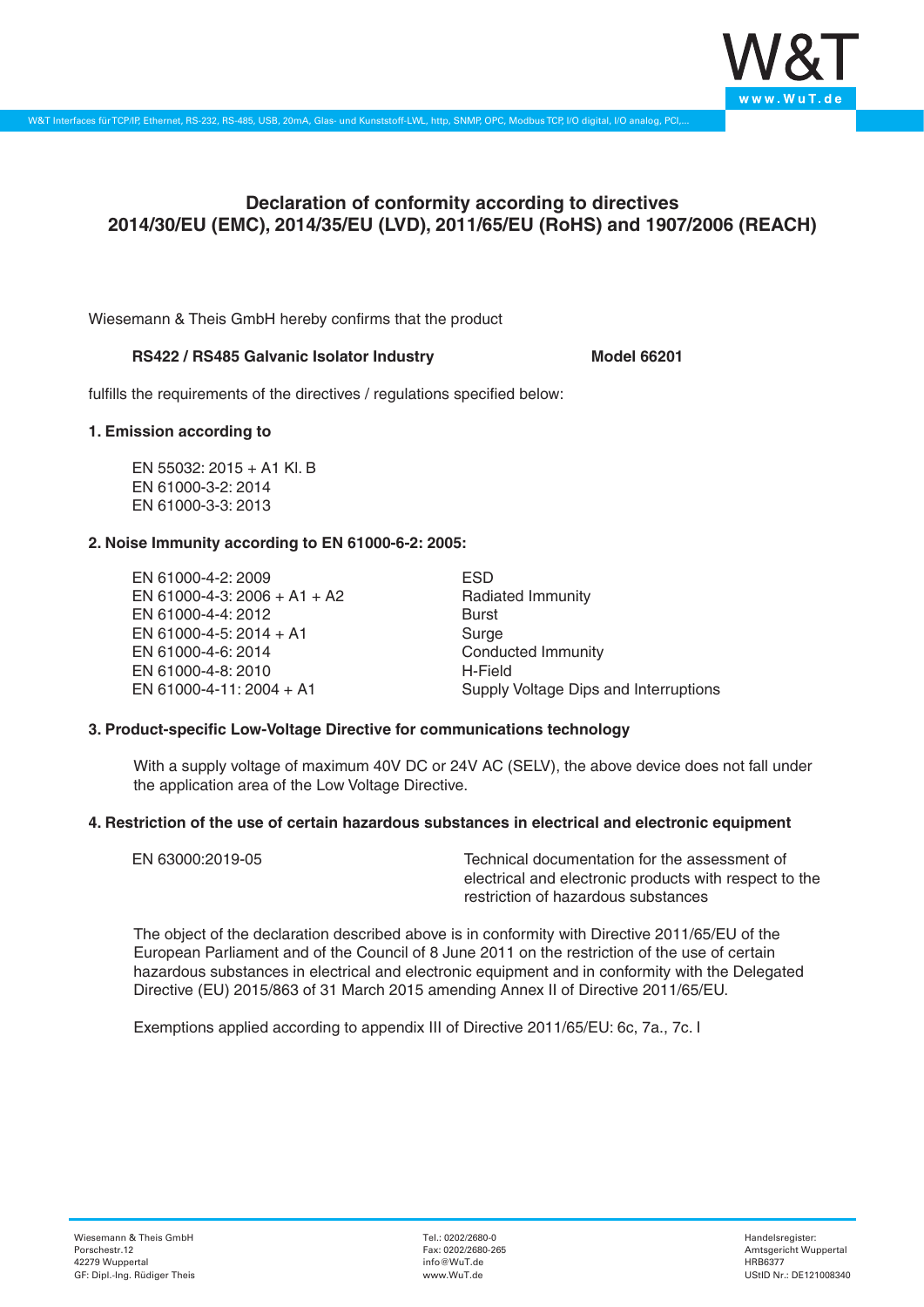# Declaration of conformity according to directives 2014/30/EU (EMC), 2014/35/EU (LVD), 2011/65/EU (RoHS) and 1907/2006 (REACH)

Wiesemann & Theis GmbH hereby confirms that the product

**RS422 / RS485 Galvanic Isolator Industry** **Model 66201**

fulfills the requirements of the directives / regulations specified below:

**1. Emission according to**

EN 55032: 2015 + A1 Kl. B
EN 61000-3-2: 2014
EN 61000-3-3: 2013

**2. Noise Immunity according to EN 61000-6-2: 2005:**

| | |
|---|---|
| EN 61000-4-2: 2009 | ESD |
| EN 61000-4-3: 2006 + A1 + A2 | Radiated Immunity |
| EN 61000-4-4: 2012 | Burst |
| EN 61000-4-5: 2014 + A1 | Surge |
| EN 61000-4-6: 2014 | Conducted Immunity |
| EN 61000-4-8: 2010 | H-Field |
| EN 61000-4-11: 2004 + A1 | Supply Voltage Dips and Interruptions |

**3. Product-specific Low-Voltage Directive for communications technology**

With a supply voltage of maximum 40V DC or 24V AC (SELV), the above device does not fall under the application area of the Low Voltage Directive.

**4. Restriction of the use of certain hazardous substances in electrical and electronic equipment**

| | |
|---|---|
| EN 63000:2019-05 | Technical documentation for the assessment of electrical and electronic products with respect to the restriction of hazardous substances |

The object of the declaration described above is in conformity with Directive 2011/65/EU of the European Parliament and of the Council of 8 June 2011 on the restriction of the use of certain hazardous substances in electrical and electronic equipment and in conformity with the Delegated Directive (EU) 2015/863 of 31 March 2015 amending Annex II of Directive 2011/65/EU.

Exemptions applied according to appendix III of Directive 2011/65/EU: 6c, 7a., 7c. I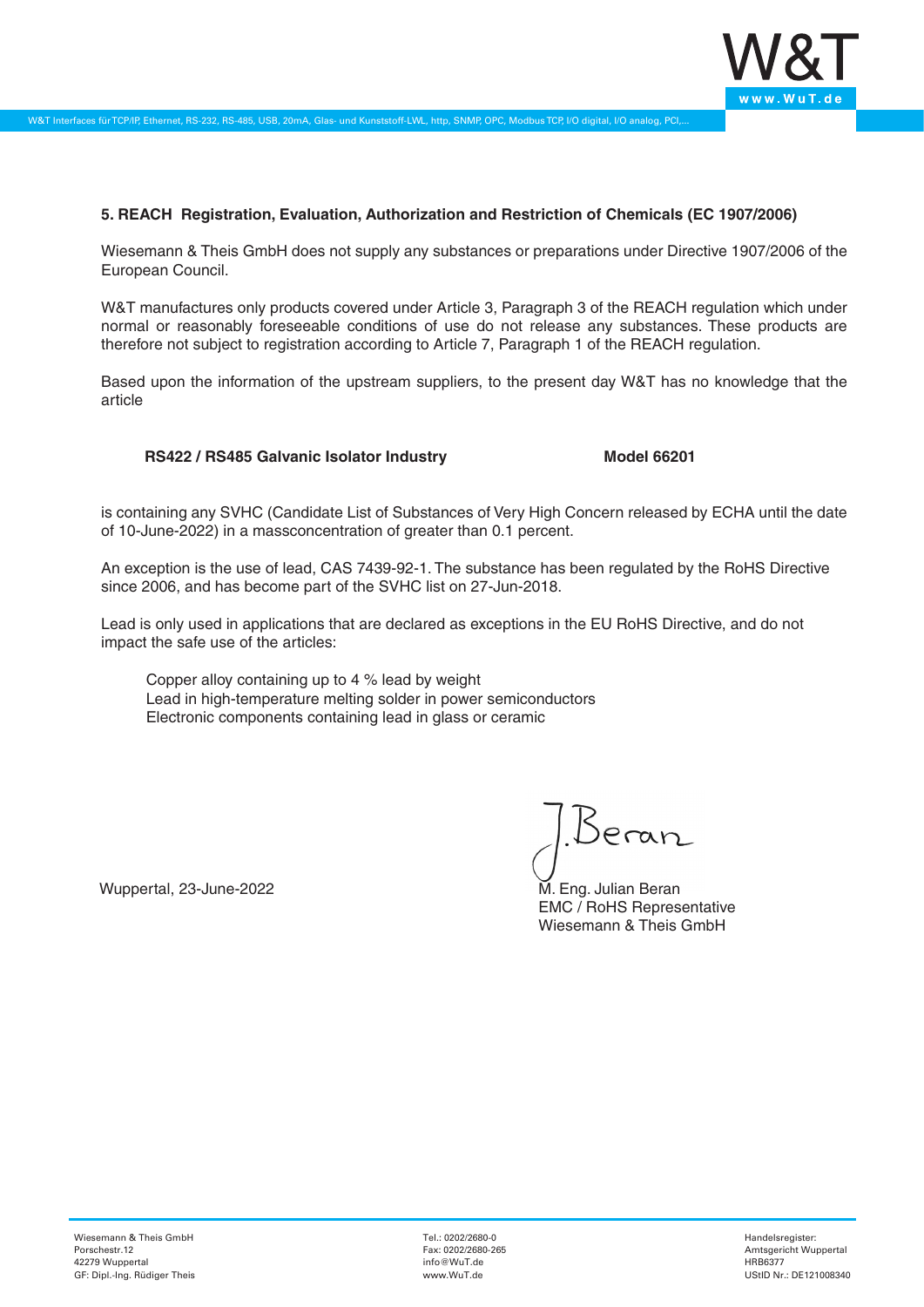## 5. REACH Registration, Evaluation, Authorization and Restriction of Chemicals (EC 1907/2006)

Wiesemann & Theis GmbH does not supply any substances or preparations under Directive 1907/2006 of the European Council.

W&T manufactures only products covered under Article 3, Paragraph 3 of the REACH regulation which under normal or reasonably foreseeable conditions of use do not release any substances. These products are therefore not subject to registration according to Article 7, Paragraph 1 of the REACH regulation.

Based upon the information of the upstream suppliers, to the present day W&T has no knowledge that the article

**RS422 / RS485 Galvanic Isolator Industry** **Model 66201**

is containing any SVHC (Candidate List of Substances of Very High Concern released by ECHA until the date of 10-June-2022) in a massconcentration of greater than 0.1 percent.

An exception is the use of lead, CAS 7439-92-1. The substance has been regulated by the RoHS Directive since 2006, and has become part of the SVHC list on 27-Jun-2018.

Lead is only used in applications that are declared as exceptions in the EU RoHS Directive, and do not impact the safe use of the articles:

Copper alloy containing up to 4 % lead by weight
Lead in high-temperature melting solder in power semiconductors
Electronic components containing lead in glass or ceramic

Wuppertal, 23-June-2022

J. Beran

M. Eng. Julian Beran
EMC / RoHS Representative
Wiesemann & Theis GmbH

Wiesemann & Theis GmbH
Porschestr.12
42279 Wuppertal
GF: Dipl.-Ing. Rüdiger Theis

Tel.: 0202/2680-0
Fax: 0202/2680-265
info@WuT.de
www.WuT.de

Handelsregister:
Amtsgericht Wuppertal
HRB6377
UStID Nr.: DE121008340